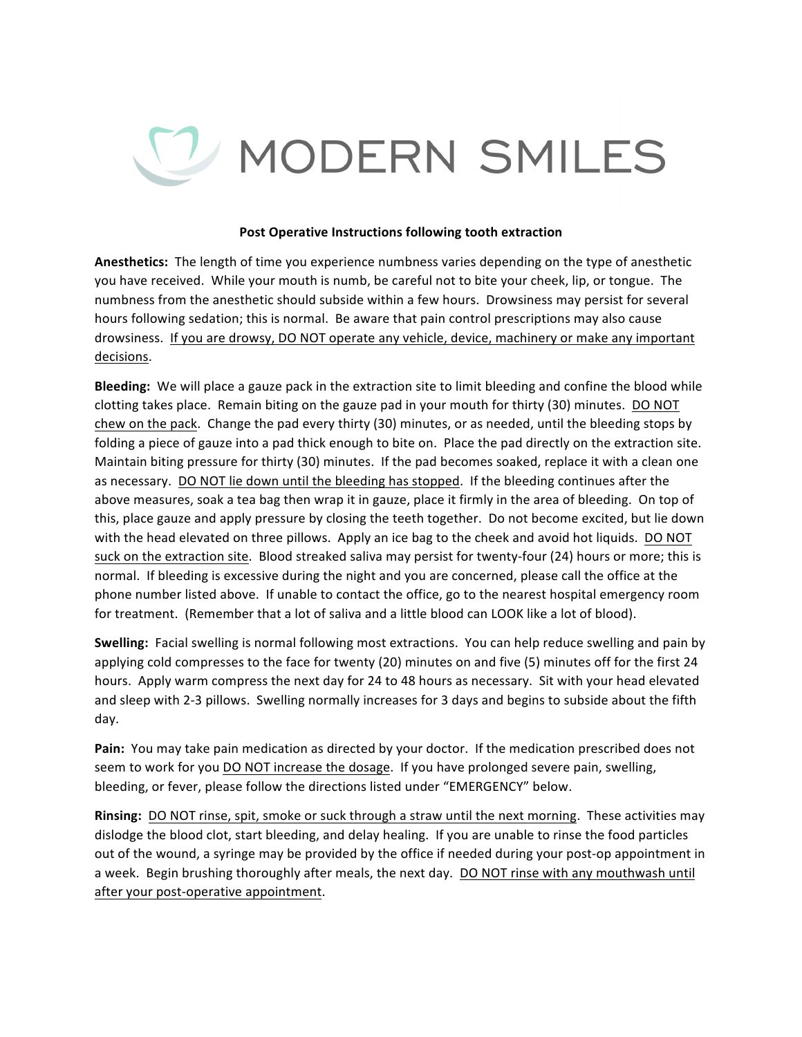# MODERN SMILES

**Post Operative Instructions following tooth extraction**

**Anesthetics:** The length of time you experience numbness varies depending on the type of anesthetic you have received. While your mouth is numb, be careful not to bite your cheek, lip, or tongue. The numbness from the anesthetic should subside within a few hours. Drowsiness may persist for several hours following sedation; this is normal. Be aware that pain control prescriptions may also cause drowsiness. If you are drowsy, DO NOT operate any vehicle, device, machinery or make any important decisions.

**Bleeding:** We will place a gauze pack in the extraction site to limit bleeding and confine the blood while clotting takes place. Remain biting on the gauze pad in your mouth for thirty (30) minutes. DO NOT chew on the pack. Change the pad every thirty (30) minutes, or as needed, until the bleeding stops by folding a piece of gauze into a pad thick enough to bite on. Place the pad directly on the extraction site. Maintain biting pressure for thirty (30) minutes. If the pad becomes soaked, replace it with a clean one as necessary. DO NOT lie down until the bleeding has stopped. If the bleeding continues after the above measures, soak a tea bag then wrap it in gauze, place it firmly in the area of bleeding. On top of this, place gauze and apply pressure by closing the teeth together. Do not become excited, but lie down with the head elevated on three pillows. Apply an ice bag to the cheek and avoid hot liquids. DO NOT suck on the extraction site. Blood streaked saliva may persist for twenty-four (24) hours or more; this is normal. If bleeding is excessive during the night and you are concerned, please call the office at the phone number listed above. If unable to contact the office, go to the nearest hospital emergency room for treatment. (Remember that a lot of saliva and a little blood can LOOK like a lot of blood).

**Swelling:** Facial swelling is normal following most extractions. You can help reduce swelling and pain by applying cold compresses to the face for twenty (20) minutes on and five (5) minutes off for the first 24 hours. Apply warm compress the next day for 24 to 48 hours as necessary. Sit with your head elevated and sleep with 2-3 pillows. Swelling normally increases for 3 days and begins to subside about the fifth day.

**Pain:** You may take pain medication as directed by your doctor. If the medication prescribed does not seem to work for you DO NOT increase the dosage. If you have prolonged severe pain, swelling, bleeding, or fever, please follow the directions listed under "EMERGENCY" below.

**Rinsing:** DO NOT rinse, spit, smoke or suck through a straw until the next morning. These activities may dislodge the blood clot, start bleeding, and delay healing. If you are unable to rinse the food particles out of the wound, a syringe may be provided by the office if needed during your post-op appointment in a week. Begin brushing thoroughly after meals, the next day. DO NOT rinse with any mouthwash until after your post-operative appointment.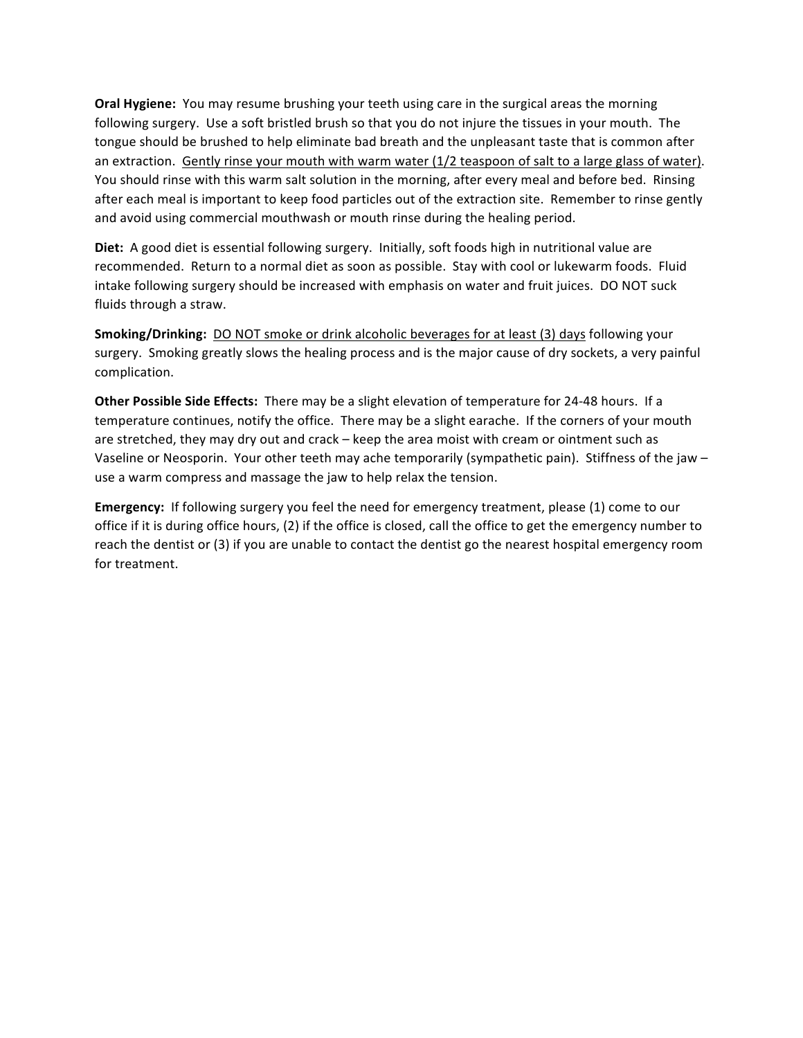**Oral Hygiene:** You may resume brushing your teeth using care in the surgical areas the morning following surgery. Use a soft bristled brush so that you do not injure the tissues in your mouth. The tongue should be brushed to help eliminate bad breath and the unpleasant taste that is common after an extraction. <u>Gently rinse your mouth with warm water (1/2 teaspoon of salt to a large glass of water)</u>. You should rinse with this warm salt solution in the morning, after every meal and before bed. Rinsing after each meal is important to keep food particles out of the extraction site. Remember to rinse gently and avoid using commercial mouthwash or mouth rinse during the healing period.

**Diet:** A good diet is essential following surgery. Initially, soft foods high in nutritional value are recommended. Return to a normal diet as soon as possible. Stay with cool or lukewarm foods. Fluid intake following surgery should be increased with emphasis on water and fruit juices. DO NOT suck fluids through a straw.

**Smoking/Drinking:** <u>DO NOT smoke or drink alcoholic beverages for at least (3) days</u> following your surgery. Smoking greatly slows the healing process and is the major cause of dry sockets, a very painful complication.

**Other Possible Side Effects:** There may be a slight elevation of temperature for 24-48 hours. If a temperature continues, notify the office. There may be a slight earache. If the corners of your mouth are stretched, they may dry out and crack – keep the area moist with cream or ointment such as Vaseline or Neosporin. Your other teeth may ache temporarily (sympathetic pain). Stiffness of the jaw – use a warm compress and massage the jaw to help relax the tension.

**Emergency:** If following surgery you feel the need for emergency treatment, please (1) come to our office if it is during office hours, (2) if the office is closed, call the office to get the emergency number to reach the dentist or (3) if you are unable to contact the dentist go the nearest hospital emergency room for treatment.